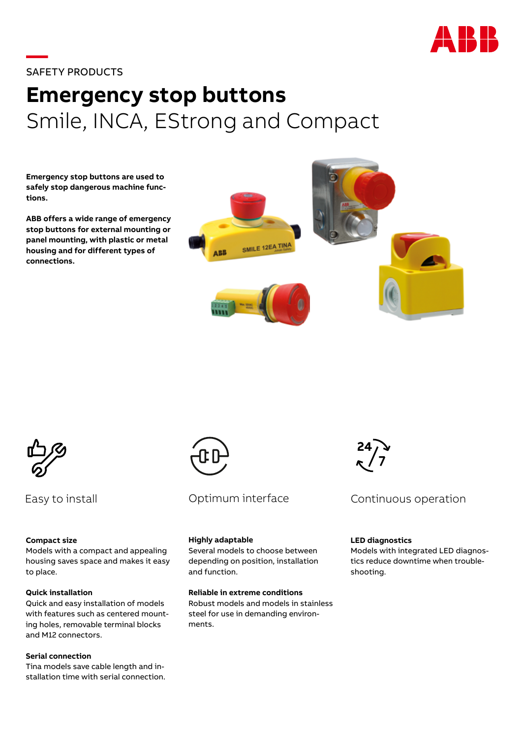SAFETY PRODUCTS

# Emergency stop buttons

## Smile, INCA, EStrong and Compact

**Emergency stop buttons are used to safely stop dangerous machine functions.**

**ABB offers a wide range of emergency stop buttons for external mounting or panel mounting, with plastic or metal housing and for different types of connections.**

### Easy to install

**Compact size**
Models with a compact and appealing housing saves space and makes it easy to place.

**Quick installation**
Quick and easy installation of models with features such as centered mounting holes, removable terminal blocks and M12 connectors.

**Serial connection**
Tina models save cable length and installation time with serial connection.

### Optimum interface

**Highly adaptable**
Several models to choose between depending on position, installation and function.

**Reliable in extreme conditions**
Robust models and models in stainless steel for use in demanding environments.

### Continuous operation

**LED diagnostics**
Models with integrated LED diagnostics reduce downtime when troubleshooting.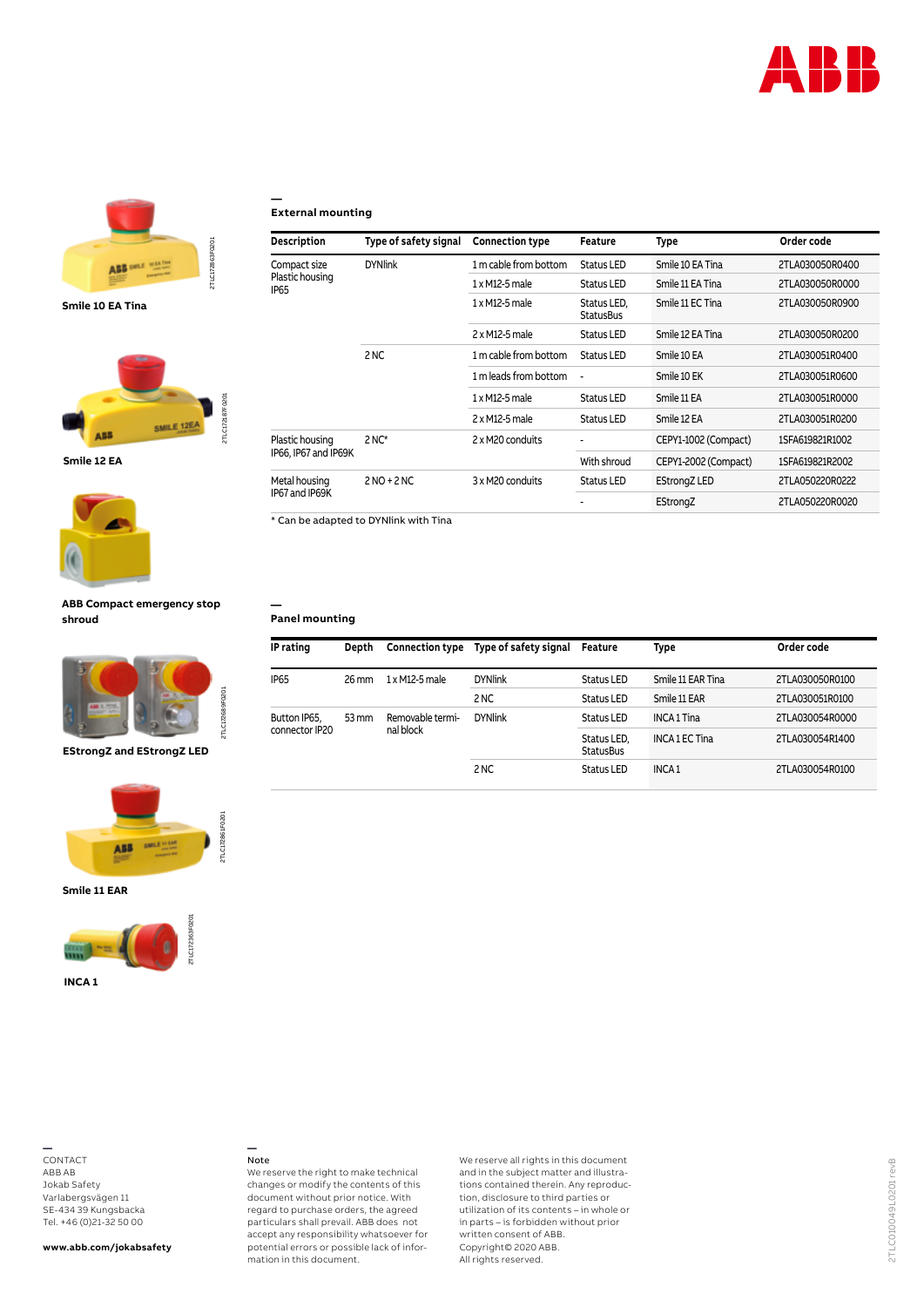Smile 10 EA Tina

Smile 12 EA

ABB Compact emergency stop shroud

EStrongZ and EStrongZ LED

Smile 11 EAR

INCA 1

## External mounting

| Description | Type of safety signal | Connection type | Feature | Type | Order code |
|---|---|---|---|---|---|
| Compact size Plastic housing IP65 | DYNlink | 1 m cable from bottom | Status LED | Smile 10 EA Tina | 2TLA030050R0400 |
| | | 1 x M12-5 male | Status LED | Smile 11 EA Tina | 2TLA030050R0000 |
| | | 1 x M12-5 male | Status LED, StatusBus | Smile 11 EC Tina | 2TLA030050R0900 |
| | | 2 x M12-5 male | Status LED | Smile 12 EA Tina | 2TLA030050R0200 |
| | 2 NC | 1 m cable from bottom | Status LED | Smile 10 EA | 2TLA030051R0400 |
| | | 1 m leads from bottom | - | Smile 10 EK | 2TLA030051R0600 |
| | | 1 x M12-5 male | Status LED | Smile 11 EA | 2TLA030051R0000 |
| | | 2 x M12-5 male | Status LED | Smile 12 EA | 2TLA030051R0200 |
| Plastic housing IP66, IP67 and IP69K | 2 NC* | 2 x M20 conduits | - | CEPY1-1002 (Compact) | 1SFA619821R1002 |
| | | | With shroud | CEPY1-2002 (Compact) | 1SFA619821R2002 |
| Metal housing IP67 and IP69K | 2 NO + 2 NC | 3 x M20 conduits | Status LED | EStrongZ LED | 2TLA050220R0222 |
| | | | - | EStrongZ | 2TLA050220R0020 |

* Can be adapted to DYNlink with Tina

## Panel mounting

| IP rating | Depth | Connection type | Type of safety signal | Feature | Type | Order code |
|---|---|---|---|---|---|---|
| IP65 | 26 mm | 1 x M12-5 male | DYNlink | Status LED | Smile 11 EAR Tina | 2TLA030050R0100 |
| | | | 2 NC | Status LED | Smile 11 EAR | 2TLA030051R0100 |
| Button IP65, connector IP20 | 53 mm | Removable terminal block | DYNlink | Status LED | INCA 1 Tina | 2TLA030054R0000 |
| | | | | Status LED, StatusBus | INCA 1 EC Tina | 2TLA030054R1400 |
| | | | 2 NC | Status LED | INCA 1 | 2TLA030054R0100 |

CONTACT
ABB AB
Jokab Safety
Varlabergsvägen 11
SE-434 39 Kungsbacka
Tel. +46 (0)21-32 50 00

**www.abb.com/jokabsafety**

Note
We reserve the right to make technical changes or modify the contents of this document without prior notice. With regard to purchase orders, the agreed particulars shall prevail. ABB does not accept any responsibility whatsoever for potential errors or possible lack of information in this document.

We reserve all rights in this document and in the subject matter and illustrations contained therein. Any reproduction, disclosure to third parties or utilization of its contents – in whole or in parts – is forbidden without prior written consent of ABB.
Copyright© 2020 ABB.
All rights reserved.

2TLC010049L0201 revB